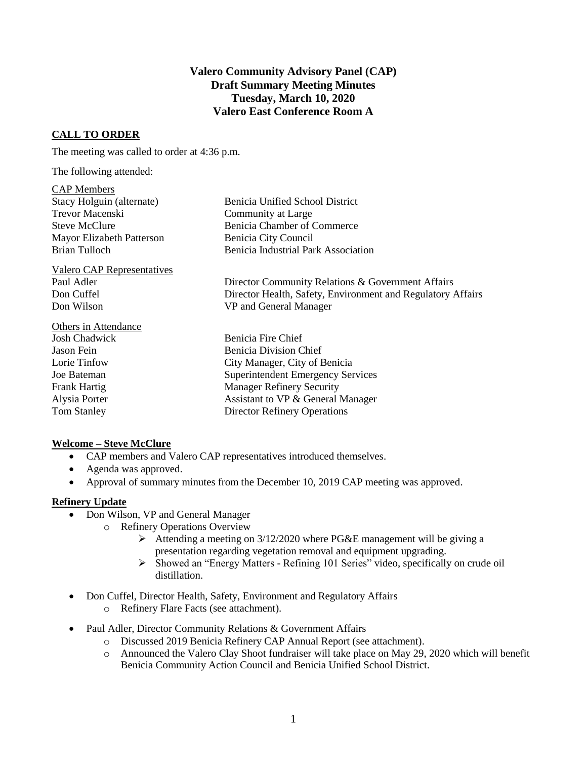# Valero Community Advisory Panel (CAP)
## Draft Summary Meeting Minutes
## Tuesday, March 10, 2020
## Valero East Conference Room A

### CALL TO ORDER

The meeting was called to order at 4:36 p.m.

The following attended:

**CAP Members**

| | |
|---|---|
| Stacy Holguin (alternate) | Benicia Unified School District |
| Trevor Macenski | Community at Large |
| Steve McClure | Benicia Chamber of Commerce |
| Mayor Elizabeth Patterson | Benicia City Council |
| Brian Tulloch | Benicia Industrial Park Association |

**Valero CAP Representatives**

| | |
|---|---|
| Paul Adler | Director Community Relations & Government Affairs |
| Don Cuffel | Director Health, Safety, Environment and Regulatory Affairs |
| Don Wilson | VP and General Manager |

**Others in Attendance**

| | |
|---|---|
| Josh Chadwick | Benicia Fire Chief |
| Jason Fein | Benicia Division Chief |
| Lorie Tinfow | City Manager, City of Benicia |
| Joe Bateman | Superintendent Emergency Services |
| Frank Hartig | Manager Refinery Security |
| Alysia Porter | Assistant to VP & General Manager |
| Tom Stanley | Director Refinery Operations |

### Welcome – Steve McClure

- CAP members and Valero CAP representatives introduced themselves.
- Agenda was approved.
- Approval of summary minutes from the December 10, 2019 CAP meeting was approved.

### Refinery Update

- Don Wilson, VP and General Manager
  - Refinery Operations Overview
    - Attending a meeting on 3/12/2020 where PG&E management will be giving a presentation regarding vegetation removal and equipment upgrading.
    - Showed an "Energy Matters - Refining 101 Series" video, specifically on crude oil distillation.
- Don Cuffel, Director Health, Safety, Environment and Regulatory Affairs
  - Refinery Flare Facts (see attachment).
- Paul Adler, Director Community Relations & Government Affairs
  - Discussed 2019 Benicia Refinery CAP Annual Report (see attachment).
  - Announced the Valero Clay Shoot fundraiser will take place on May 29, 2020 which will benefit Benicia Community Action Council and Benicia Unified School District.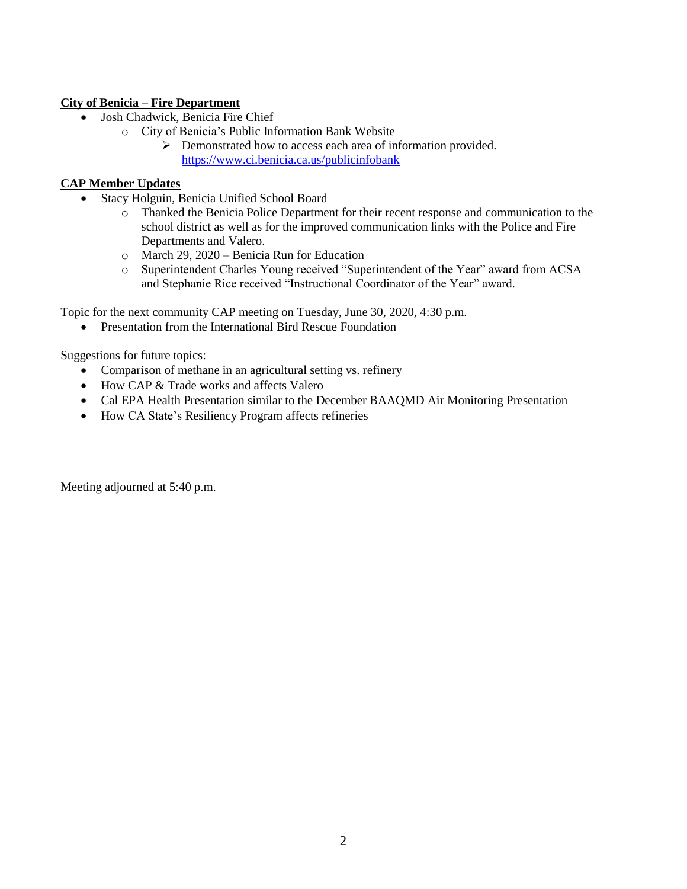**City of Benicia – Fire Department**

- Josh Chadwick, Benicia Fire Chief
    - City of Benicia's Public Information Bank Website
        - Demonstrated how to access each area of information provided. https://www.ci.benicia.ca.us/publicinfobank

**CAP Member Updates**

- Stacy Holguin, Benicia Unified School Board
    - Thanked the Benicia Police Department for their recent response and communication to the school district as well as for the improved communication links with the Police and Fire Departments and Valero.
    - March 29, 2020 – Benicia Run for Education
    - Superintendent Charles Young received "Superintendent of the Year" award from ACSA and Stephanie Rice received "Instructional Coordinator of the Year" award.

Topic for the next community CAP meeting on Tuesday, June 30, 2020, 4:30 p.m.

- Presentation from the International Bird Rescue Foundation

Suggestions for future topics:

- Comparison of methane in an agricultural setting vs. refinery
- How CAP & Trade works and affects Valero
- Cal EPA Health Presentation similar to the December BAAQMD Air Monitoring Presentation
- How CA State's Resiliency Program affects refineries

Meeting adjourned at 5:40 p.m.